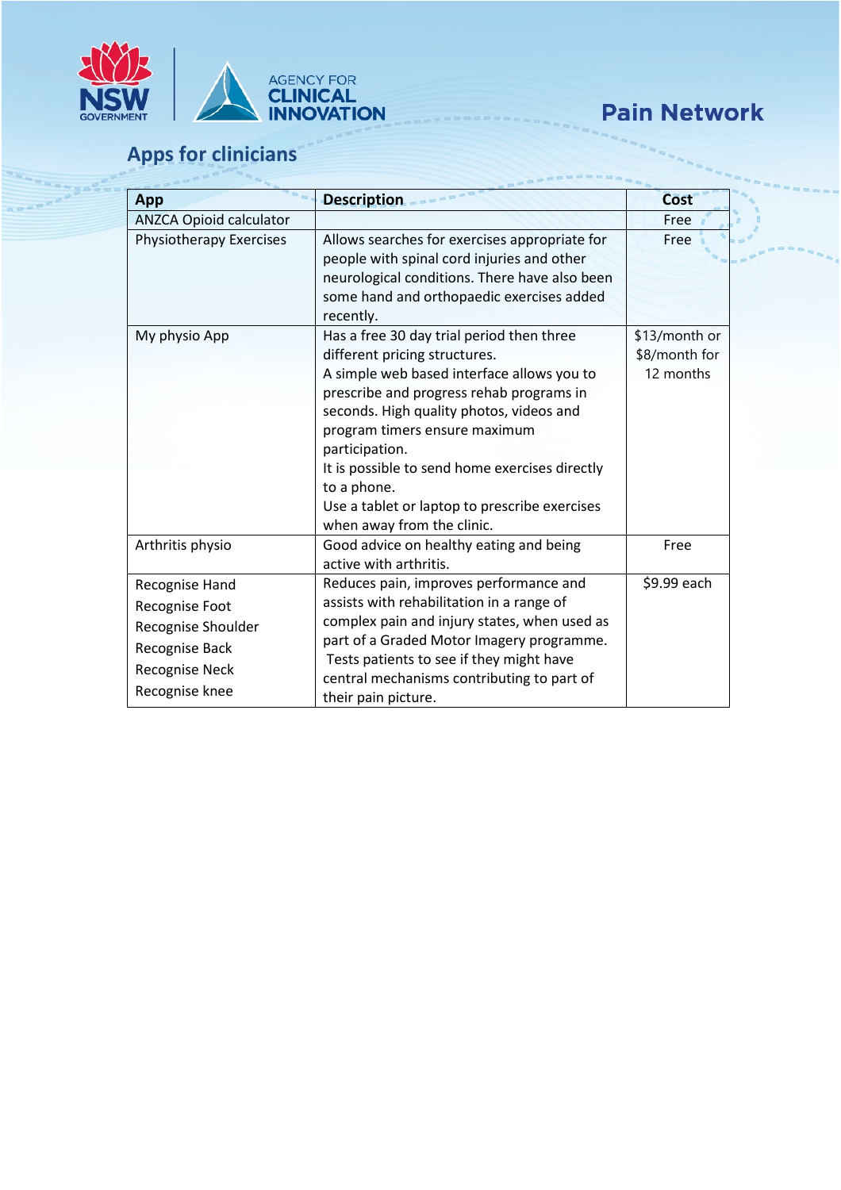NSW GOVERNMENT | AGENCY FOR CLINICAL INNOVATION

**Pain Network**

## Apps for clinicians

| App | Description | Cost |
|---|---|---|
| ANZCA Opioid calculator | | Free |
| Physiotherapy Exercises | Allows searches for exercises appropriate for people with spinal cord injuries and other neurological conditions. There have also been some hand and orthopaedic exercises added recently. | Free |
| My physio App | Has a free 30 day trial period then three different pricing structures.<br>A simple web based interface allows you to prescribe and progress rehab programs in seconds. High quality photos, videos and program timers ensure maximum participation.<br>It is possible to send home exercises directly to a phone.<br>Use a tablet or laptop to prescribe exercises when away from the clinic. | $13/month or $8/month for 12 months |
| Arthritis physio | Good advice on healthy eating and being active with arthritis. | Free |
| Recognise Hand<br>Recognise Foot<br>Recognise Shoulder<br>Recognise Back<br>Recognise Neck<br>Recognise knee | Reduces pain, improves performance and assists with rehabilitation in a range of complex pain and injury states, when used as part of a Graded Motor Imagery programme.<br>Tests patients to see if they might have central mechanisms contributing to part of their pain picture. | $9.99 each |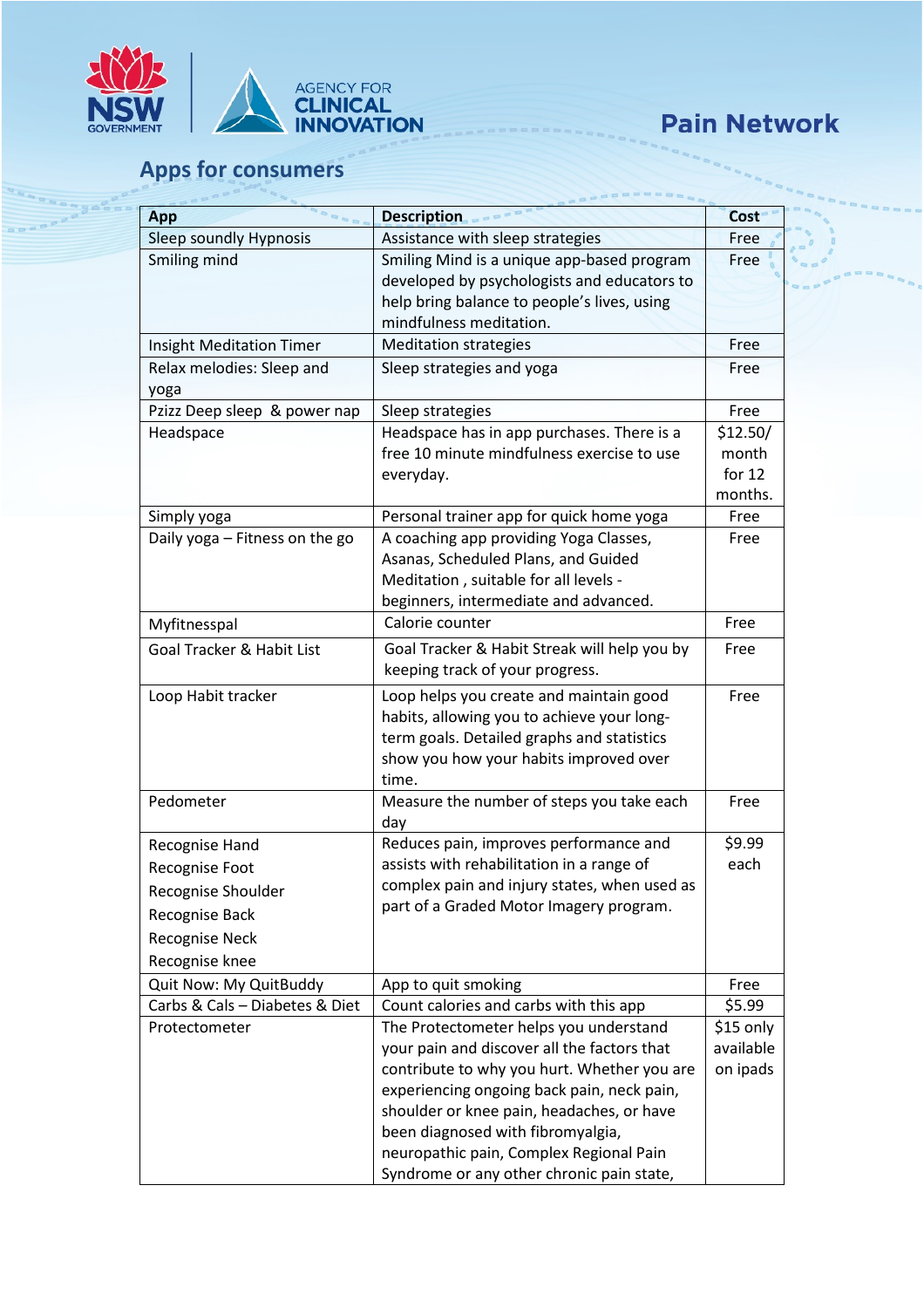Pain Network

## Apps for consumers

| App | Description | Cost |
|---|---|---|
| Sleep soundly Hypnosis | Assistance with sleep strategies | Free |
| Smiling mind | Smiling Mind is a unique app-based program developed by psychologists and educators to help bring balance to people's lives, using mindfulness meditation. | Free |
| Insight Meditation Timer | Meditation strategies | Free |
| Relax melodies: Sleep and yoga | Sleep strategies and yoga | Free |
| Pzizz Deep sleep & power nap | Sleep strategies | Free |
| Headspace | Headspace has in app purchases. There is a free 10 minute mindfulness exercise to use everyday. | $12.50/ month for 12 months. |
| Simply yoga | Personal trainer app for quick home yoga | Free |
| Daily yoga – Fitness on the go | A coaching app providing Yoga Classes, Asanas, Scheduled Plans, and Guided Meditation , suitable for all levels - beginners, intermediate and advanced. | Free |
| Myfitnesspal | Calorie counter | Free |
| Goal Tracker & Habit List | Goal Tracker & Habit Streak will help you by keeping track of your progress. | Free |
| Loop Habit tracker | Loop helps you create and maintain good habits, allowing you to achieve your long-term goals. Detailed graphs and statistics show you how your habits improved over time. | Free |
| Pedometer | Measure the number of steps you take each day | Free |
| Recognise Hand<br>Recognise Foot<br>Recognise Shoulder<br>Recognise Back<br>Recognise Neck<br>Recognise knee | Reduces pain, improves performance and assists with rehabilitation in a range of complex pain and injury states, when used as part of a Graded Motor Imagery program. | $9.99 each |
| Quit Now: My QuitBuddy | App to quit smoking | Free |
| Carbs & Cals – Diabetes & Diet | Count calories and carbs with this app | $5.99 |
| Protectometer | The Protectometer helps you understand your pain and discover all the factors that contribute to why you hurt. Whether you are experiencing ongoing back pain, neck pain, shoulder or knee pain, headaches, or have been diagnosed with fibromyalgia, neuropathic pain, Complex Regional Pain Syndrome or any other chronic pain state, | $15 only available on ipads |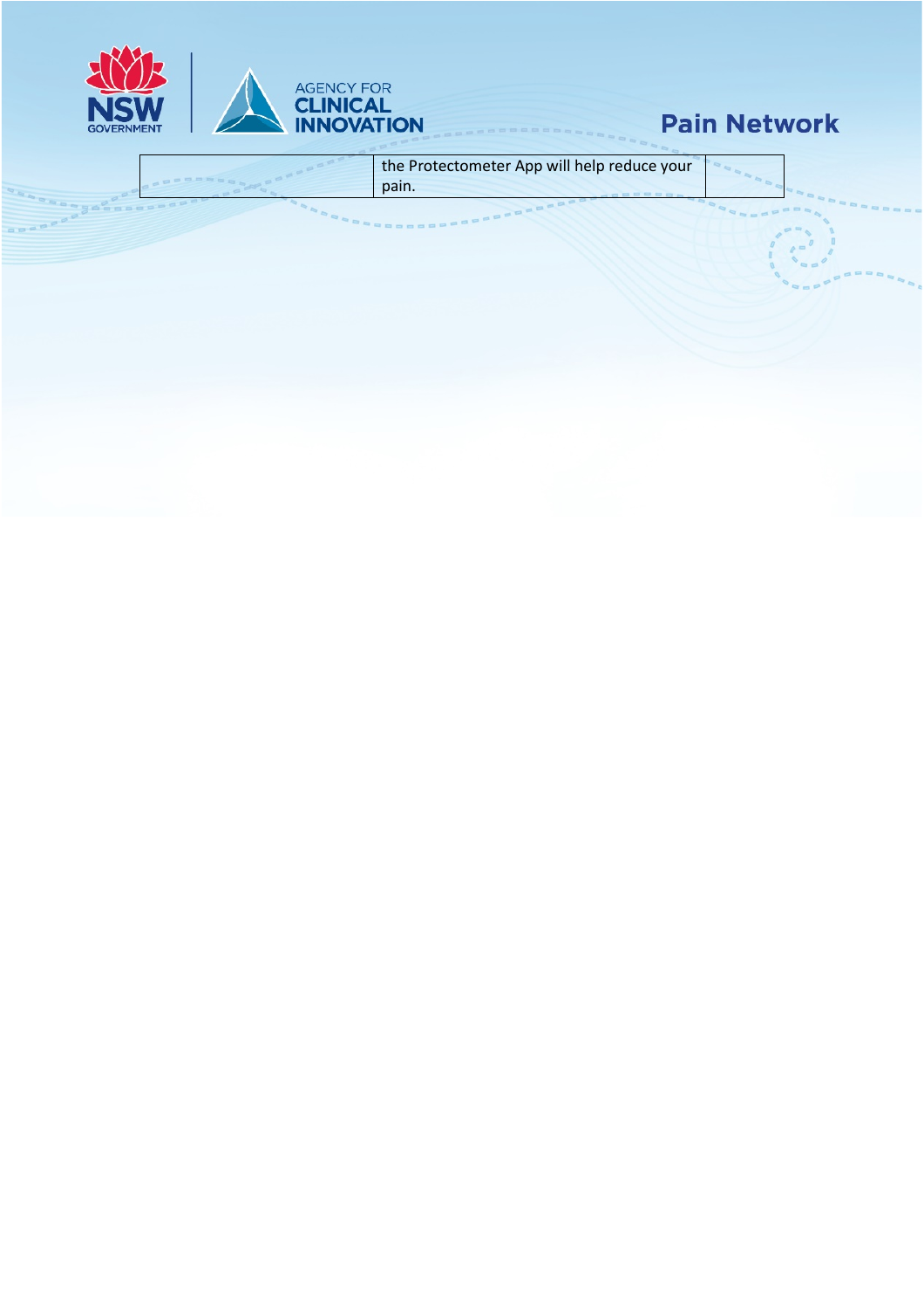| | | |
|---|---|---|
| | the Protectometer App will help reduce your pain. | |